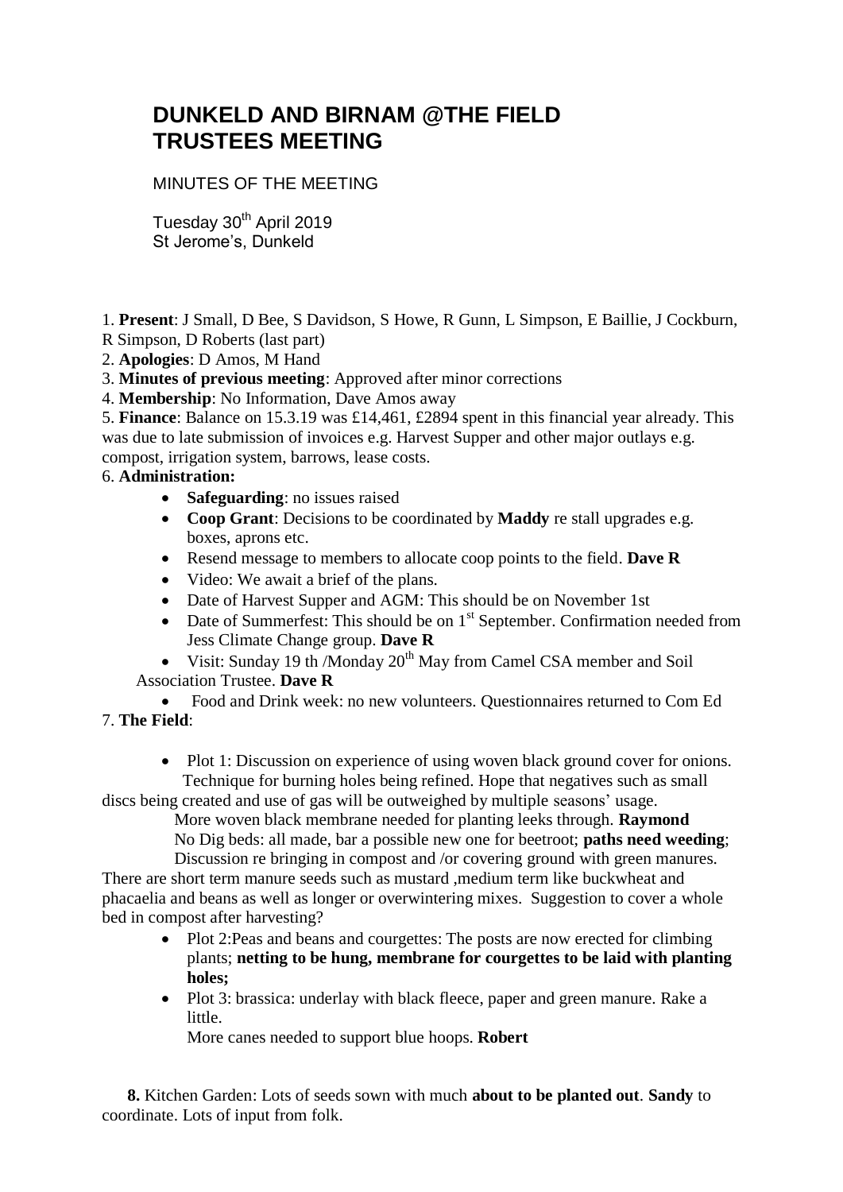# DUNKELD AND BIRNAM @THE FIELD TRUSTEES MEETING

MINUTES OF THE MEETING

Tuesday 30th April 2019
St Jerome's, Dunkeld

1. **Present**: J Small, D Bee, S Davidson, S Howe, R Gunn, L Simpson, E Baillie, J Cockburn, R Simpson, D Roberts (last part)
2. **Apologies**: D Amos, M Hand
3. **Minutes of previous meeting**: Approved after minor corrections
4. **Membership**: No Information, Dave Amos away
5. **Finance**: Balance on 15.3.19 was £14,461, £2894 spent in this financial year already. This was due to late submission of invoices e.g. Harvest Supper and other major outlays e.g. compost, irrigation system, barrows, lease costs.
6. **Administration:**
   - **Safeguarding**: no issues raised
   - **Coop Grant**: Decisions to be coordinated by **Maddy** re stall upgrades e.g. boxes, aprons etc.
   - Resend message to members to allocate coop points to the field. **Dave R**
   - Video: We await a brief of the plans.
   - Date of Harvest Supper and AGM: This should be on November 1st
   - Date of Summerfest: This should be on 1st September. Confirmation needed from Jess Climate Change group. **Dave R**
   - Visit: Sunday 19 th /Monday 20th May from Camel CSA member and Soil Association Trustee. **Dave R**
   - Food and Drink week: no new volunteers. Questionnaires returned to Com Ed
7. **The Field**:
   - Plot 1: Discussion on experience of using woven black ground cover for onions. Technique for burning holes being refined. Hope that negatives such as small discs being created and use of gas will be outweighed by multiple seasons' usage.

     More woven black membrane needed for planting leeks through. **Raymond**

     No Dig beds: all made, bar a possible new one for beetroot; **paths need weeding**;

     Discussion re bringing in compost and /or covering ground with green manures. There are short term manure seeds such as mustard ,medium term like buckwheat and phacaelia and beans as well as longer or overwintering mixes. Suggestion to cover a whole bed in compost after harvesting?
   - Plot 2:Peas and beans and courgettes: The posts are now erected for climbing plants; **netting to be hung, membrane for courgettes to be laid with planting holes;**
   - Plot 3: brassica: underlay with black fleece, paper and green manure. Rake a little.

     More canes needed to support blue hoops. **Robert**

**8.** Kitchen Garden: Lots of seeds sown with much **about to be planted out**. **Sandy** to coordinate. Lots of input from folk.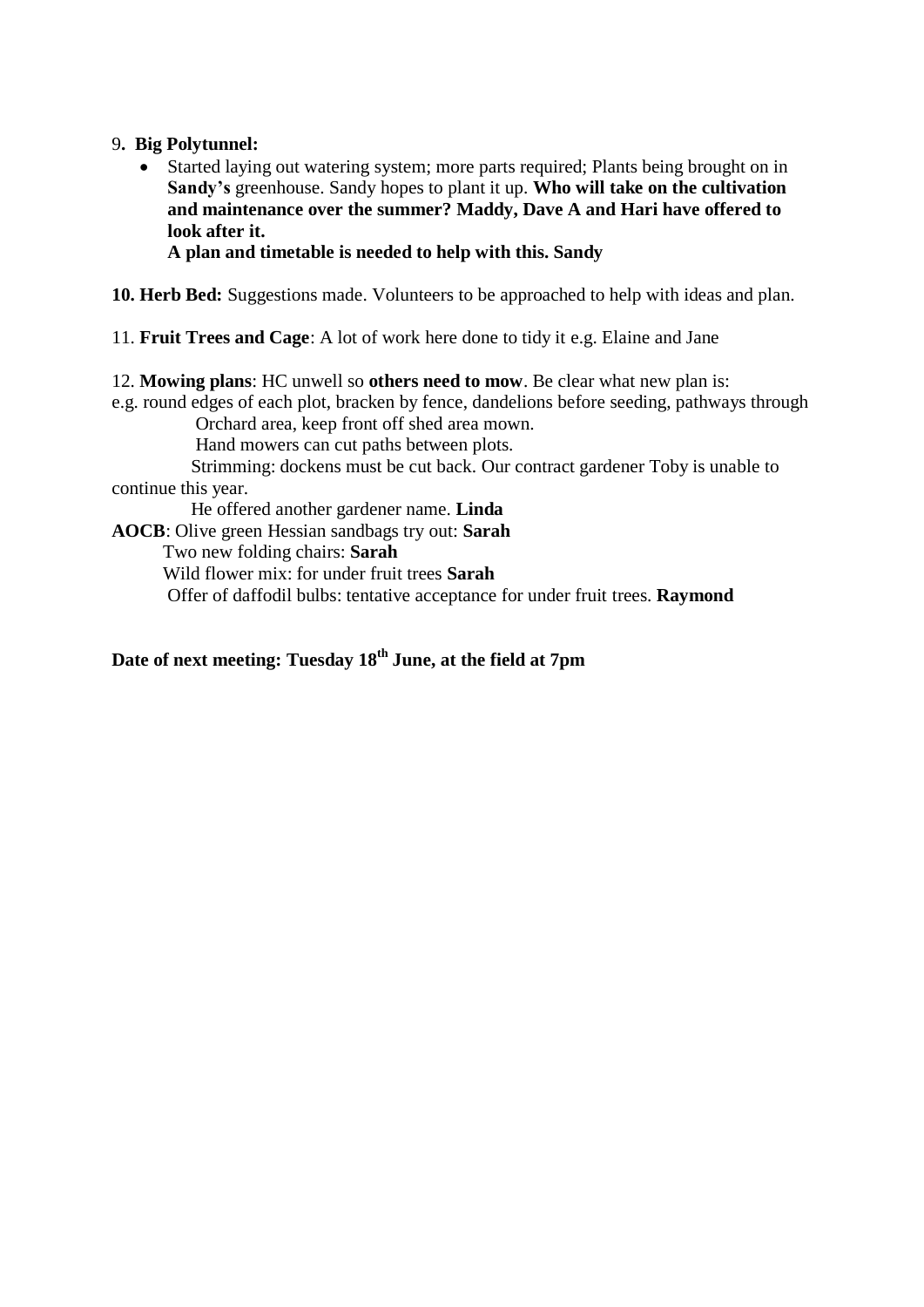9**. Big Polytunnel:**

- Started laying out watering system; more parts required; Plants being brought on in **Sandy's** greenhouse. Sandy hopes to plant it up. **Who will take on the cultivation and maintenance over the summer? Maddy, Dave A and Hari have offered to look after it.**
  **A plan and timetable is needed to help with this. Sandy**

**10. Herb Bed:** Suggestions made. Volunteers to be approached to help with ideas and plan.

11. **Fruit Trees and Cage**: A lot of work here done to tidy it e.g. Elaine and Jane

12. **Mowing plans**: HC unwell so **others need to mow**. Be clear what new plan is:
e.g. round edges of each plot, bracken by fence, dandelions before seeding, pathways through
Orchard area, keep front off shed area mown.
Hand mowers can cut paths between plots.
Strimming: dockens must be cut back. Our contract gardener Toby is unable to continue this year.
He offered another gardener name. **Linda**

**AOCB**: Olive green Hessian sandbags try out: **Sarah**
Two new folding chairs: **Sarah**
Wild flower mix: for under fruit trees **Sarah**
Offer of daffodil bulbs: tentative acceptance for under fruit trees. **Raymond**

**Date of next meeting: Tuesday 18th June, at the field at 7pm**